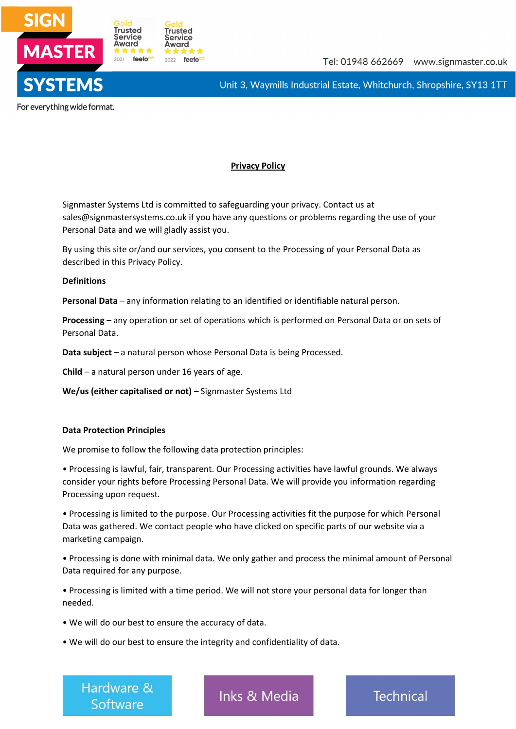# Privacy Policy

Signmaster Systems Ltd is committed to safeguarding your privacy. Contact us at sales@signmastersystems.co.uk if you have any questions or problems regarding the use of your Personal Data and we will gladly assist you.

By using this site or/and our services, you consent to the Processing of your Personal Data as described in this Privacy Policy.

**Definitions**

**Personal Data** – any information relating to an identified or identifiable natural person.

**Processing** – any operation or set of operations which is performed on Personal Data or on sets of Personal Data.

**Data subject** – a natural person whose Personal Data is being Processed.

**Child** – a natural person under 16 years of age.

**We/us (either capitalised or not)** – Signmaster Systems Ltd

**Data Protection Principles**

We promise to follow the following data protection principles:

• Processing is lawful, fair, transparent. Our Processing activities have lawful grounds. We always consider your rights before Processing Personal Data. We will provide you information regarding Processing upon request.

• Processing is limited to the purpose. Our Processing activities fit the purpose for which Personal Data was gathered. We contact people who have clicked on specific parts of our website via a marketing campaign.

• Processing is done with minimal data. We only gather and process the minimal amount of Personal Data required for any purpose.

• Processing is limited with a time period. We will not store your personal data for longer than needed.

• We will do our best to ensure the accuracy of data.

• We will do our best to ensure the integrity and confidentiality of data.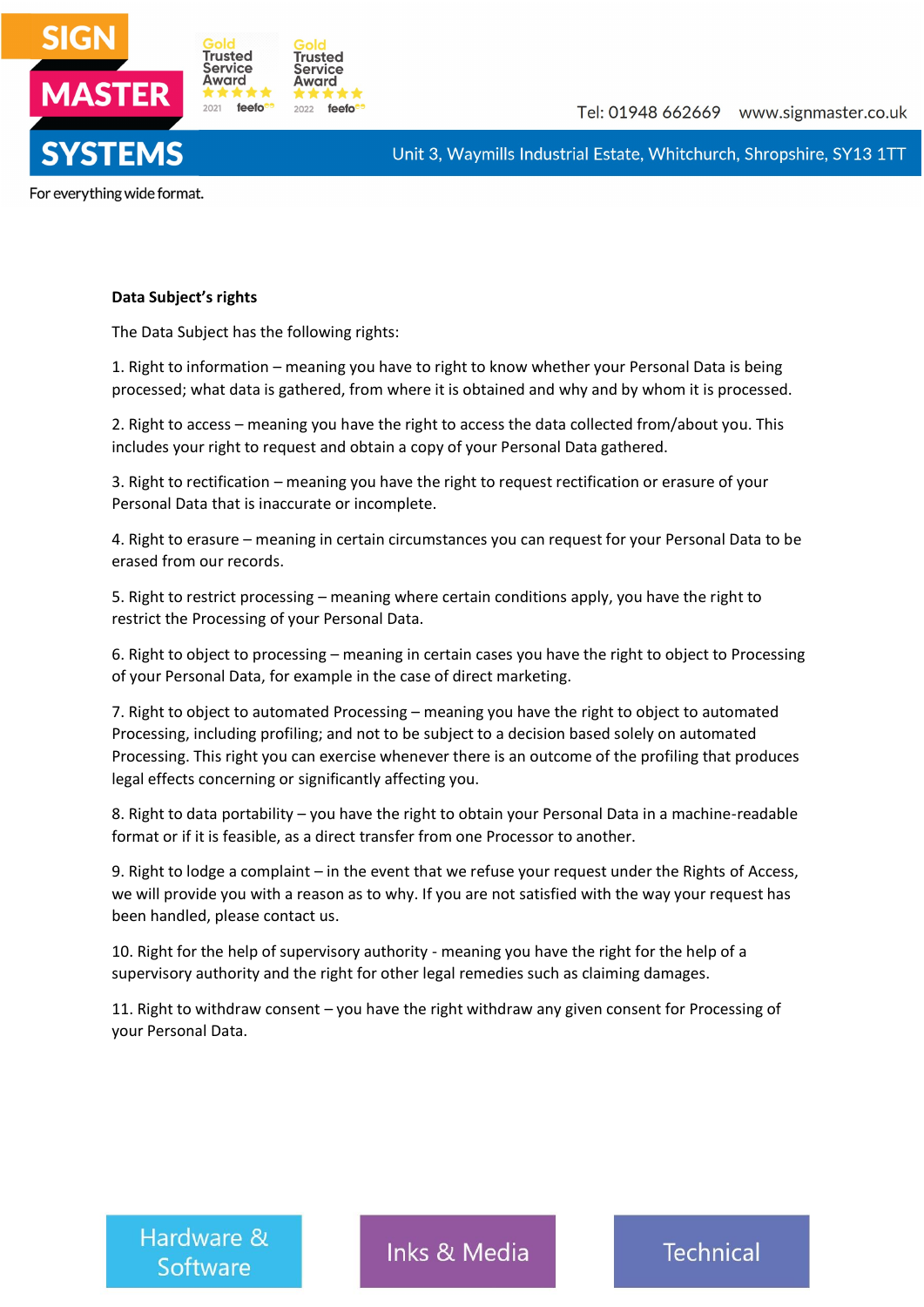**Data Subject's rights**

The Data Subject has the following rights:

1. Right to information – meaning you have to right to know whether your Personal Data is being processed; what data is gathered, from where it is obtained and why and by whom it is processed.

2. Right to access – meaning you have the right to access the data collected from/about you. This includes your right to request and obtain a copy of your Personal Data gathered.

3. Right to rectification – meaning you have the right to request rectification or erasure of your Personal Data that is inaccurate or incomplete.

4. Right to erasure – meaning in certain circumstances you can request for your Personal Data to be erased from our records.

5. Right to restrict processing – meaning where certain conditions apply, you have the right to restrict the Processing of your Personal Data.

6. Right to object to processing – meaning in certain cases you have the right to object to Processing of your Personal Data, for example in the case of direct marketing.

7. Right to object to automated Processing – meaning you have the right to object to automated Processing, including profiling; and not to be subject to a decision based solely on automated Processing. This right you can exercise whenever there is an outcome of the profiling that produces legal effects concerning or significantly affecting you.

8. Right to data portability – you have the right to obtain your Personal Data in a machine-readable format or if it is feasible, as a direct transfer from one Processor to another.

9. Right to lodge a complaint – in the event that we refuse your request under the Rights of Access, we will provide you with a reason as to why. If you are not satisfied with the way your request has been handled, please contact us.

10. Right for the help of supervisory authority - meaning you have the right for the help of a supervisory authority and the right for other legal remedies such as claiming damages.

11. Right to withdraw consent – you have the right withdraw any given consent for Processing of your Personal Data.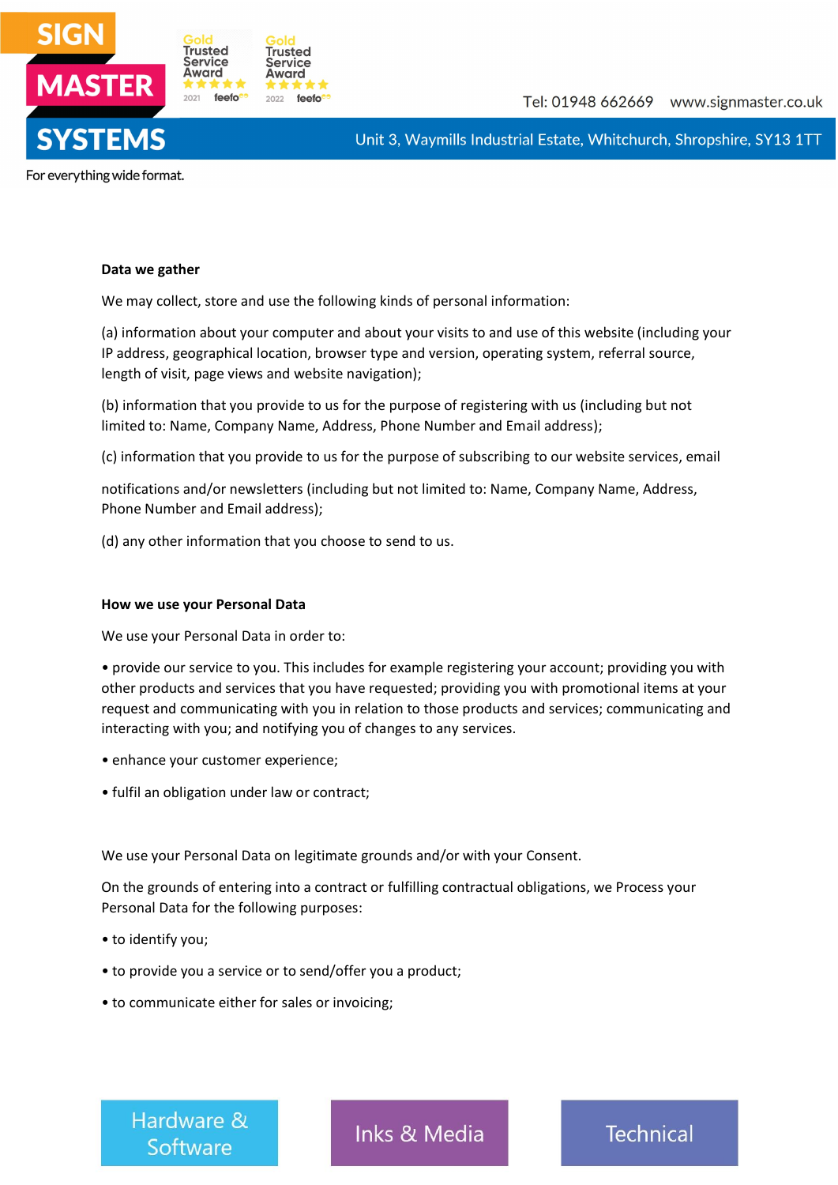**Data we gather**

We may collect, store and use the following kinds of personal information:

(a) information about your computer and about your visits to and use of this website (including your IP address, geographical location, browser type and version, operating system, referral source, length of visit, page views and website navigation);

(b) information that you provide to us for the purpose of registering with us (including but not limited to: Name, Company Name, Address, Phone Number and Email address);

(c) information that you provide to us for the purpose of subscribing to our website services, email notifications and/or newsletters (including but not limited to: Name, Company Name, Address, Phone Number and Email address);

(d) any other information that you choose to send to us.

**How we use your Personal Data**

We use your Personal Data in order to:

- provide our service to you. This includes for example registering your account; providing you with other products and services that you have requested; providing you with promotional items at your request and communicating with you in relation to those products and services; communicating and interacting with you; and notifying you of changes to any services.
- enhance your customer experience;
- fulfil an obligation under law or contract;

We use your Personal Data on legitimate grounds and/or with your Consent.

On the grounds of entering into a contract or fulfilling contractual obligations, we Process your Personal Data for the following purposes:

- to identify you;
- to provide you a service or to send/offer you a product;
- to communicate either for sales or invoicing;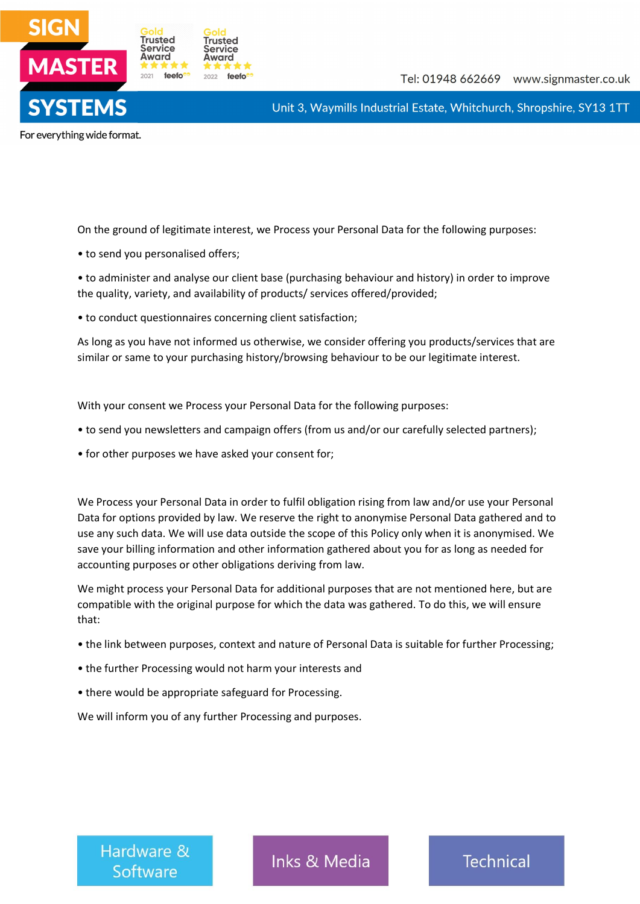On the ground of legitimate interest, we Process your Personal Data for the following purposes:

• to send you personalised offers;

• to administer and analyse our client base (purchasing behaviour and history) in order to improve the quality, variety, and availability of products/ services offered/provided;

• to conduct questionnaires concerning client satisfaction;

As long as you have not informed us otherwise, we consider offering you products/services that are similar or same to your purchasing history/browsing behaviour to be our legitimate interest.

With your consent we Process your Personal Data for the following purposes:

• to send you newsletters and campaign offers (from us and/or our carefully selected partners);

• for other purposes we have asked your consent for;

We Process your Personal Data in order to fulfil obligation rising from law and/or use your Personal Data for options provided by law. We reserve the right to anonymise Personal Data gathered and to use any such data. We will use data outside the scope of this Policy only when it is anonymised. We save your billing information and other information gathered about you for as long as needed for accounting purposes or other obligations deriving from law.

We might process your Personal Data for additional purposes that are not mentioned here, but are compatible with the original purpose for which the data was gathered. To do this, we will ensure that:

• the link between purposes, context and nature of Personal Data is suitable for further Processing;

• the further Processing would not harm your interests and

• there would be appropriate safeguard for Processing.

We will inform you of any further Processing and purposes.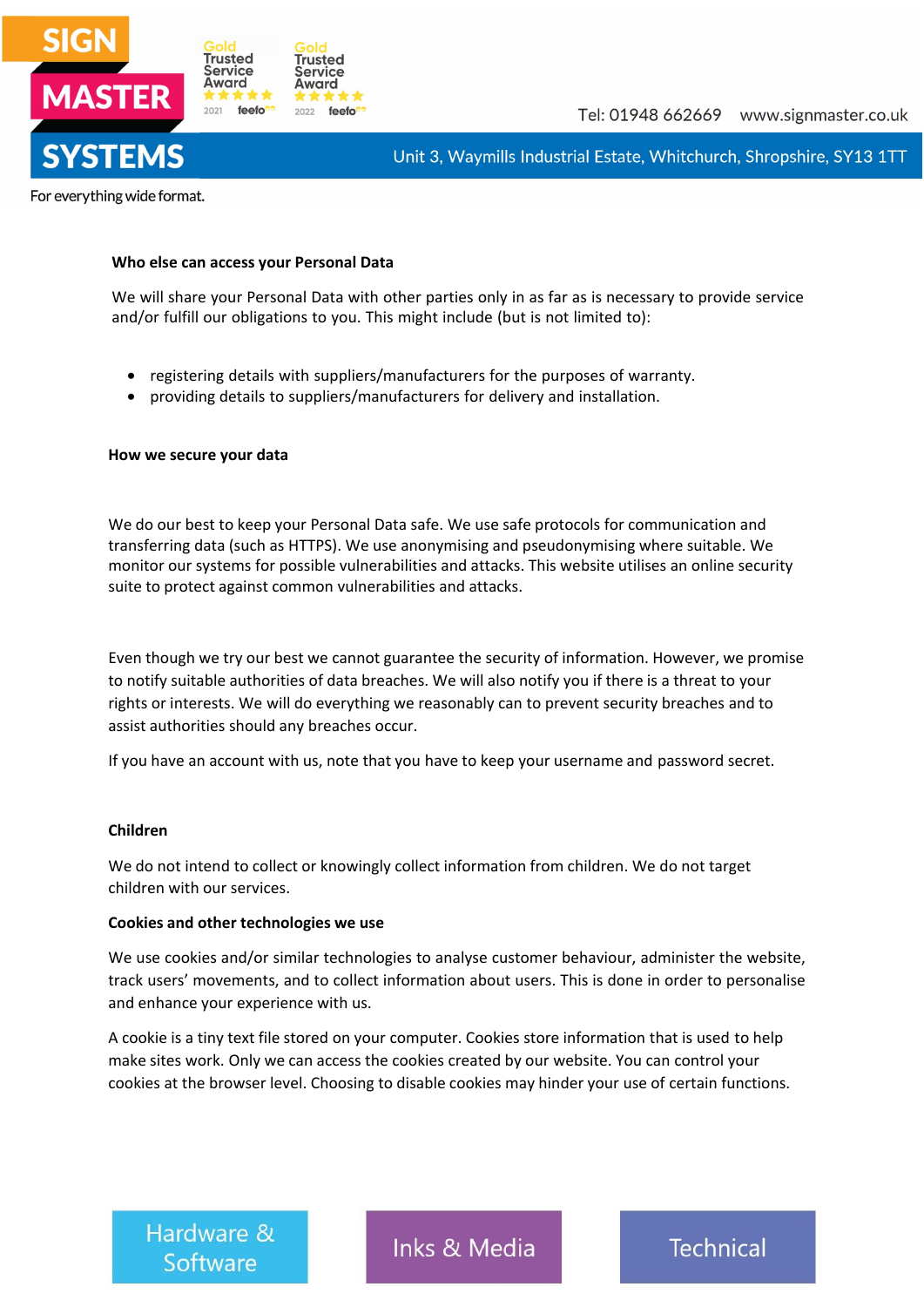**Who else can access your Personal Data**

We will share your Personal Data with other parties only in as far as is necessary to provide service and/or fulfill our obligations to you. This might include (but is not limited to):

- registering details with suppliers/manufacturers for the purposes of warranty.
- providing details to suppliers/manufacturers for delivery and installation.

**How we secure your data**

We do our best to keep your Personal Data safe. We use safe protocols for communication and transferring data (such as HTTPS). We use anonymising and pseudonymising where suitable. We monitor our systems for possible vulnerabilities and attacks. This website utilises an online security suite to protect against common vulnerabilities and attacks.

Even though we try our best we cannot guarantee the security of information. However, we promise to notify suitable authorities of data breaches. We will also notify you if there is a threat to your rights or interests. We will do everything we reasonably can to prevent security breaches and to assist authorities should any breaches occur.

If you have an account with us, note that you have to keep your username and password secret.

**Children**

We do not intend to collect or knowingly collect information from children. We do not target children with our services.

**Cookies and other technologies we use**

We use cookies and/or similar technologies to analyse customer behaviour, administer the website, track users' movements, and to collect information about users. This is done in order to personalise and enhance your experience with us.

A cookie is a tiny text file stored on your computer. Cookies store information that is used to help make sites work. Only we can access the cookies created by our website. You can control your cookies at the browser level. Choosing to disable cookies may hinder your use of certain functions.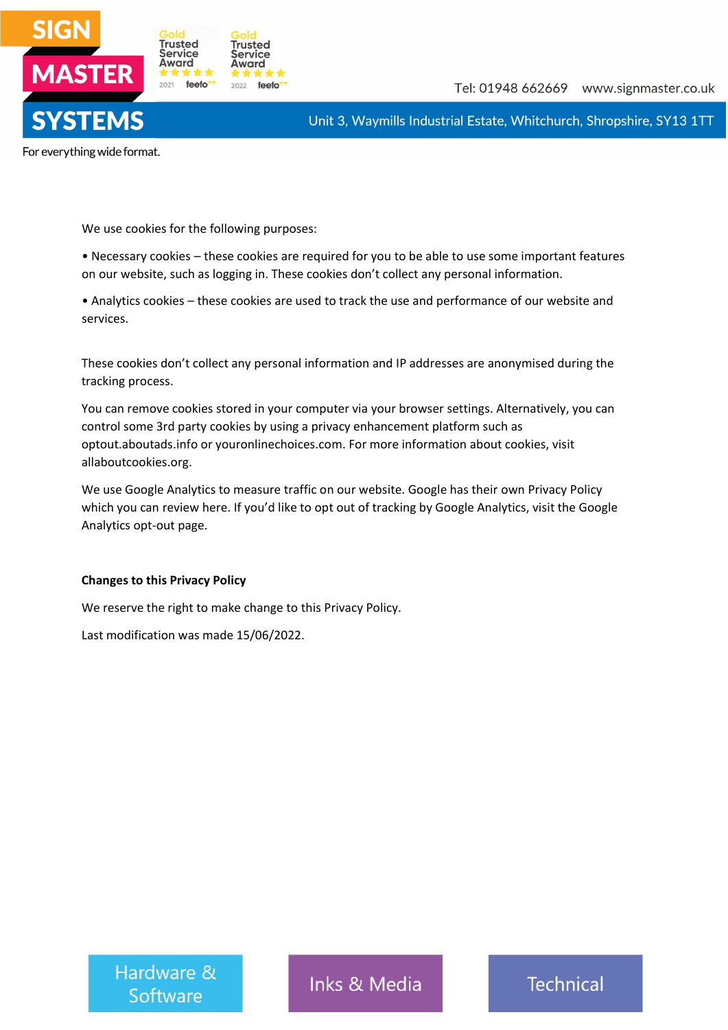We use cookies for the following purposes:

• Necessary cookies – these cookies are required for you to be able to use some important features on our website, such as logging in. These cookies don't collect any personal information.

• Analytics cookies – these cookies are used to track the use and performance of our website and services.

These cookies don't collect any personal information and IP addresses are anonymised during the tracking process.

You can remove cookies stored in your computer via your browser settings. Alternatively, you can control some 3rd party cookies by using a privacy enhancement platform such as optout.aboutads.info or youronlinechoices.com. For more information about cookies, visit allaboutcookies.org.

We use Google Analytics to measure traffic on our website. Google has their own Privacy Policy which you can review here. If you'd like to opt out of tracking by Google Analytics, visit the Google Analytics opt-out page.

**Changes to this Privacy Policy**

We reserve the right to make change to this Privacy Policy.

Last modification was made 15/06/2022.